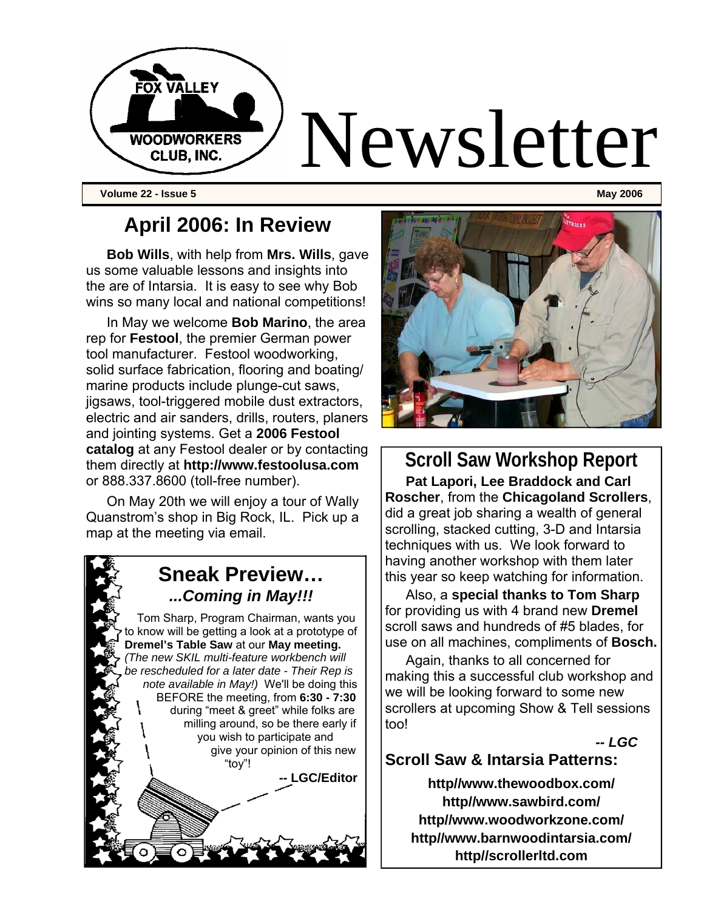# Fox Valley Woodworkers Club, Inc. Newsletter

**Volume 22 - Issue 5** **May 2006**

## April 2006: In Review

**Bob Wills**, with help from **Mrs. Wills**, gave us some valuable lessons and insights into the are of Intarsia. It is easy to see why Bob wins so many local and national competitions!

In May we welcome **Bob Marino**, the area rep for **Festool**, the premier German power tool manufacturer. Festool woodworking, solid surface fabrication, flooring and boating/ marine products include plunge-cut saws, jigsaws, tool-triggered mobile dust extractors, electric and air sanders, drills, routers, planers and jointing systems. Get a **2006 Festool catalog** at any Festool dealer or by contacting them directly at **http://www.festoolusa.com** or 888.337.8600 (toll-free number).

On May 20th we will enjoy a tour of Wally Quanstrom's shop in Big Rock, IL. Pick up a map at the meeting via email.

## Sneak Preview…

### *...Coming in May!!!*

Tom Sharp, Program Chairman, wants you to know will be getting a look at a prototype of **Dremel's Table Saw** at our **May meeting.** *(The new SKIL multi-feature workbench will be rescheduled for a later date - Their Rep is note available in May!)* We'll be doing this BEFORE the meeting, from **6:30 - 7:30** during "meet & greet" while folks are milling around, so be there early if you wish to participate and give your opinion of this new "toy"!

**-- LGC/Editor**

## Scroll Saw Workshop Report

**Pat Lapori, Lee Braddock and Carl Roscher**, from the **Chicagoland Scrollers**, did a great job sharing a wealth of general scrolling, stacked cutting, 3-D and Intarsia techniques with us. We look forward to having another workshop with them later this year so keep watching for information.

Also, a **special thanks to Tom Sharp** for providing us with 4 brand new **Dremel** scroll saws and hundreds of #5 blades, for use on all machines, compliments of **Bosch.**

Again, thanks to all concerned for making this a successful club workshop and we will be looking forward to some new scrollers at upcoming Show & Tell sessions too!

***-- LGC***

### Scroll Saw & Intarsia Patterns:

**http//www.thewoodbox.com/**
**http//www.sawbird.com/**
**http//www.woodworkzone.com/**
**http//www.barnwoodintarsia.com/**
**http//scrollerltd.com**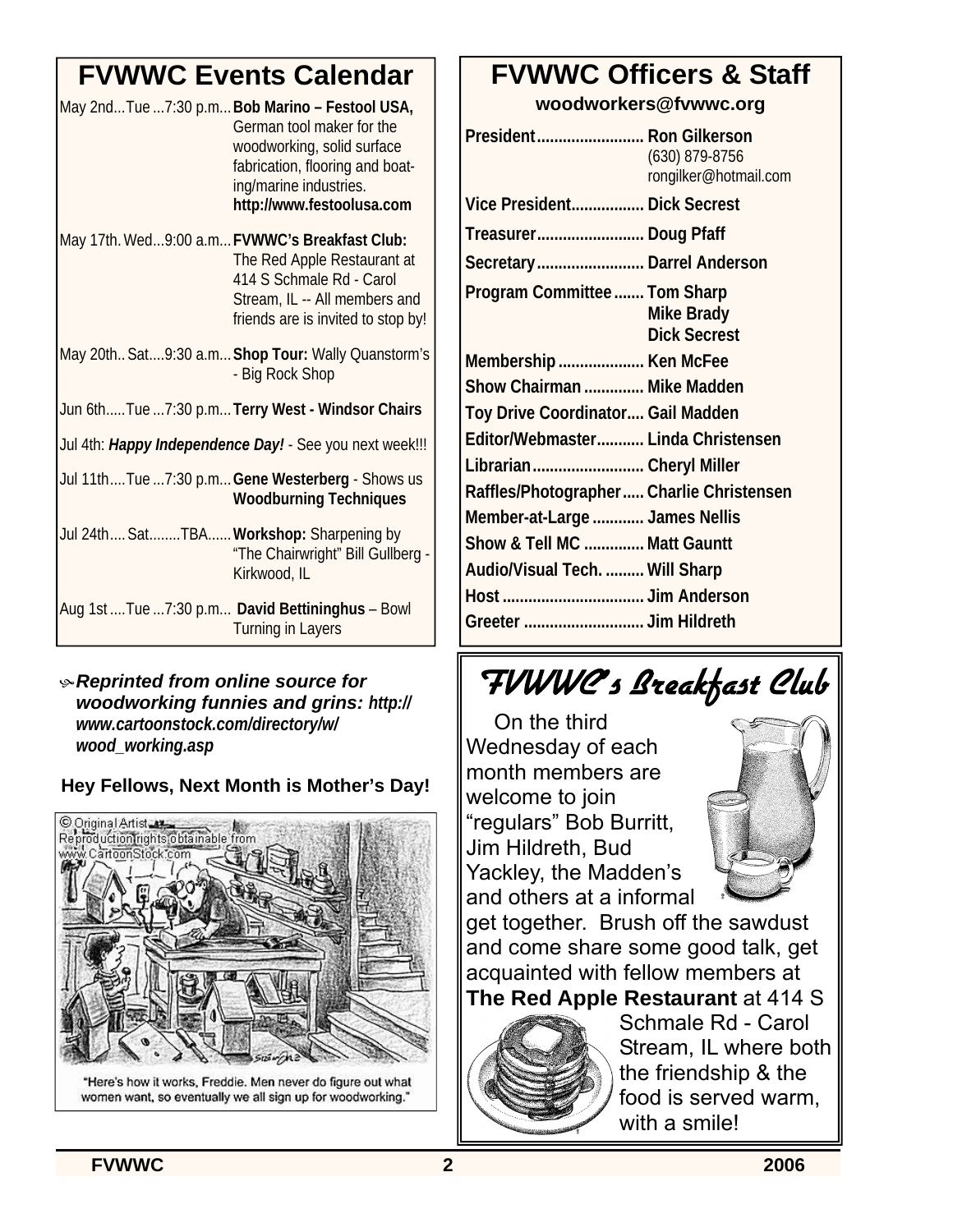## FVWWC Events Calendar

| | |
|---|---|
| May 2nd...Tue ...7:30 p.m... | **Bob Marino – Festool USA,** German tool maker for the woodworking, solid surface fabrication, flooring and boating/marine industries. **http://www.festoolusa.com** |
| May 17th. Wed...9:00 a.m... | **FVWWC's Breakfast Club:** The Red Apple Restaurant at 414 S Schmale Rd - Carol Stream, IL -- All members and friends are is invited to stop by! |
| May 20th.. Sat....9:30 a.m... | **Shop Tour:** Wally Quanstorm's - Big Rock Shop |
| Jun 6th.....Tue ...7:30 p.m... | **Terry West - Windsor Chairs** |
| Jul 4th: ***Happy Independence Day!*** - See you next week!!! | |
| Jul 11th....Tue ...7:30 p.m... | **Gene Westerberg** - Shows us **Woodburning Techniques** |
| Jul 24th.... Sat........TBA...... | **Workshop:** Sharpening by "The Chairwright" Bill Gullberg - Kirkwood, IL |
| Aug 1st ....Tue ...7:30 p.m... | **David Bettininghus** – Bowl Turning in Layers |

***Reprinted from online source for woodworking funnies and grins: http://www.cartoonstock.com/directory/w/wood_working.asp***

**Hey Fellows, Next Month is Mother's Day!**

"Here's how it works, Freddie. Men never do figure out what women want, so eventually we all sign up for woodworking."

## FVWWC Officers & Staff

**woodworkers@fvwwc.org**

- **President** ......................... **Ron Gilkerson**  
  (630) 879-8756  
  rongilker@hotmail.com
- **Vice President** ................. **Dick Secrest**
- **Treasurer** ......................... **Doug Pfaff**
- **Secretary** ......................... **Darrel Anderson**
- **Program Committee** ....... **Tom Sharp**, **Mike Brady**, **Dick Secrest**
- **Membership** .................... **Ken McFee**
- **Show Chairman** .............. **Mike Madden**
- **Toy Drive Coordinator** .... **Gail Madden**
- **Editor/Webmaster** ........... **Linda Christensen**
- **Librarian** .......................... **Cheryl Miller**
- **Raffles/Photographer** ..... **Charlie Christensen**
- **Member-at-Large** ............ **James Nellis**
- **Show & Tell MC** .............. **Matt Gauntt**
- **Audio/Visual Tech.** ......... **Will Sharp**
- **Host** ................................. **Jim Anderson**
- **Greeter** ............................ **Jim Hildreth**

## FVWWC's Breakfast Club

On the third Wednesday of each month members are welcome to join "regulars" Bob Burritt, Jim Hildreth, Bud Yackley, the Madden's and others at a informal get together. Brush off the sawdust and come share some good talk, get acquainted with fellow members at **The Red Apple Restaurant** at 414 S Schmale Rd - Carol Stream, IL where both the friendship & the food is served warm, with a smile!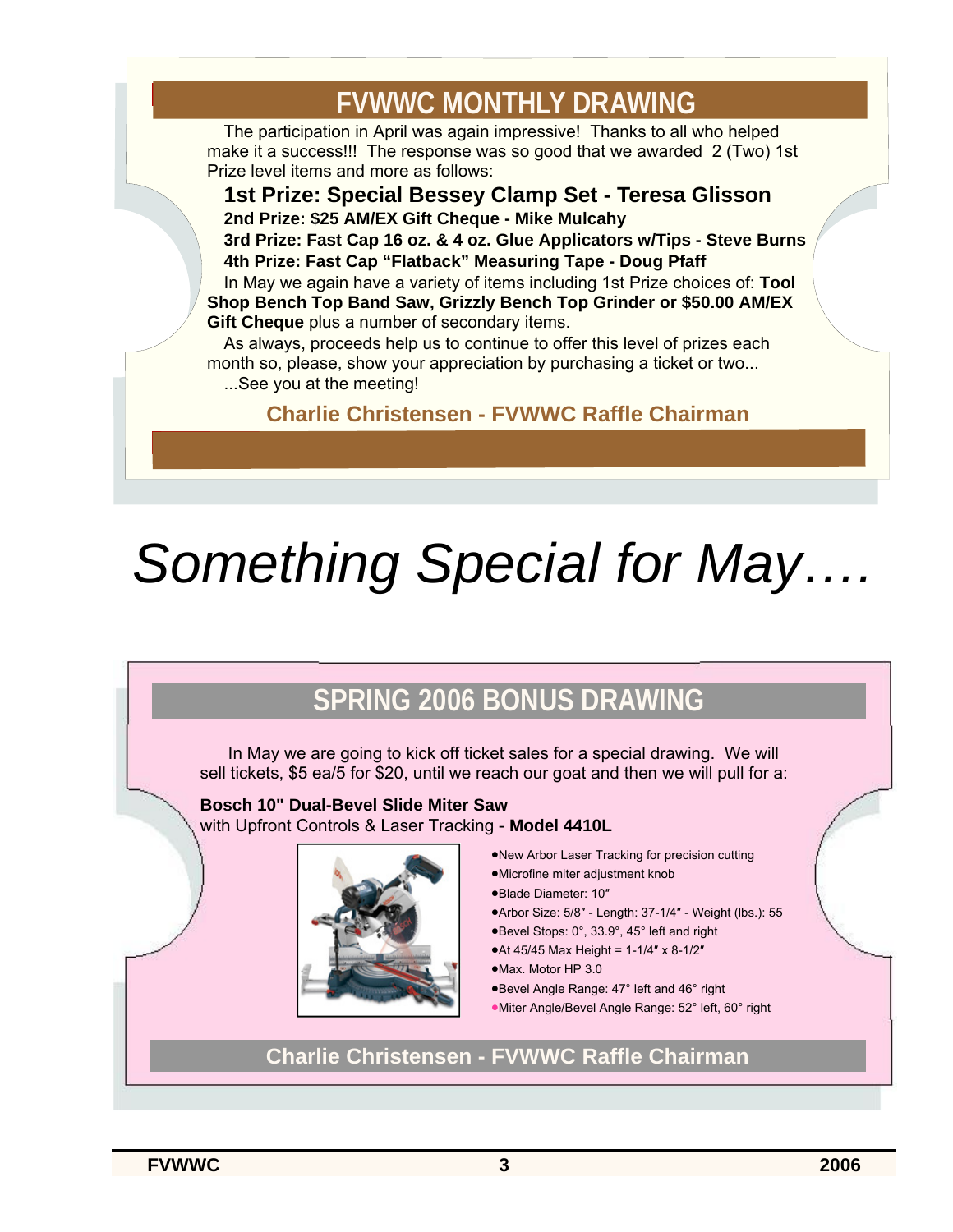## FVWWC MONTHLY DRAWING

The participation in April was again impressive! Thanks to all who helped make it a success!!! The response was so good that we awarded 2 (Two) 1st Prize level items and more as follows:

**1st Prize: Special Bessey Clamp Set - Teresa Glisson**

**2nd Prize: $25 AM/EX Gift Cheque - Mike Mulcahy**

**3rd Prize: Fast Cap 16 oz. & 4 oz. Glue Applicators w/Tips - Steve Burns**

**4th Prize: Fast Cap “Flatback” Measuring Tape - Doug Pfaff**

In May we again have a variety of items including 1st Prize choices of: **Tool Shop Bench Top Band Saw, Grizzly Bench Top Grinder or $50.00 AM/EX Gift Cheque** plus a number of secondary items.

As always, proceeds help us to continue to offer this level of prizes each month so, please, show your appreciation by purchasing a ticket or two...

...See you at the meeting!

**Charlie Christensen - FVWWC Raffle Chairman**

# *Something Special for May….*

## SPRING 2006 BONUS DRAWING

In May we are going to kick off ticket sales for a special drawing. We will sell tickets, $5 ea/5 for $20, until we reach our goat and then we will pull for a:

**Bosch 10" Dual-Bevel Slide Miter Saw**
with Upfront Controls & Laser Tracking - **Model 4410L**

- New Arbor Laser Tracking for precision cutting
- Microfine miter adjustment knob
- Blade Diameter: 10″
- Arbor Size: 5/8″ - Length: 37-1/4″ - Weight (lbs.): 55
- Bevel Stops: 0°, 33.9°, 45° left and right
- At 45/45 Max Height = 1-1/4″ x 8-1/2″
- Max. Motor HP 3.0
- Bevel Angle Range: 47° left and 46° right
- Miter Angle/Bevel Angle Range: 52° left, 60° right

**Charlie Christensen - FVWWC Raffle Chairman**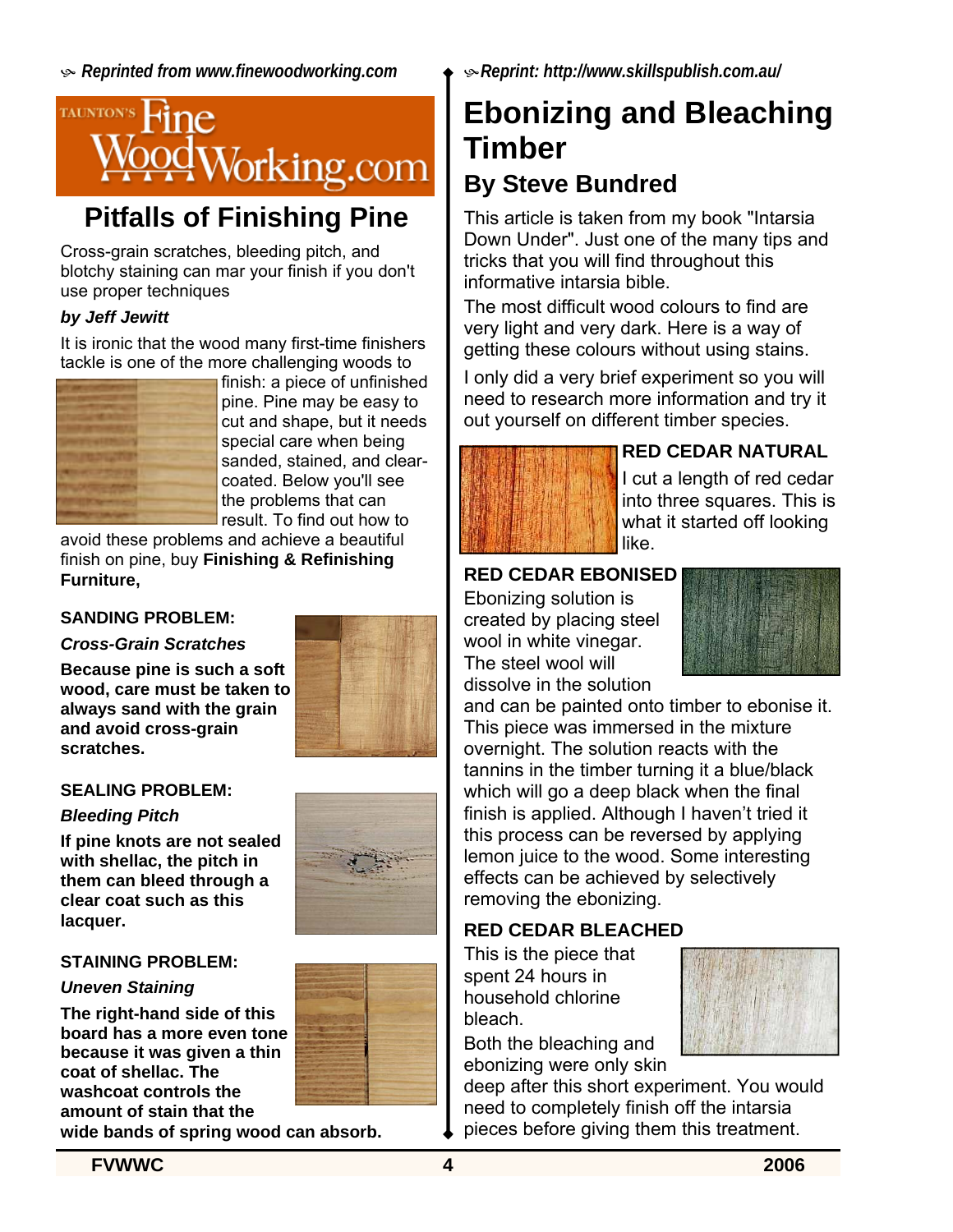*Reprinted from www.finewoodworking.com*

TAUNTON'S Fine WoodWorking.com

# Pitfalls of Finishing Pine

Cross-grain scratches, bleeding pitch, and blotchy staining can mar your finish if you don't use proper techniques

***by Jeff Jewitt***

It is ironic that the wood many first-time finishers tackle is one of the more challenging woods to finish: a piece of unfinished pine. Pine may be easy to cut and shape, but it needs special care when being sanded, stained, and clear-coated. Below you'll see the problems that can result. To find out how to avoid these problems and achieve a beautiful finish on pine, buy **Finishing & Refinishing Furniture,**

### SANDING PROBLEM:

***Cross-Grain Scratches***

**Because pine is such a soft wood, care must be taken to always sand with the grain and avoid cross-grain scratches.**

### SEALING PROBLEM:

***Bleeding Pitch***

**If pine knots are not sealed with shellac, the pitch in them can bleed through a clear coat such as this lacquer.**

### STAINING PROBLEM:

***Uneven Staining***

**The right-hand side of this board has a more even tone because it was given a thin coat of shellac. The washcoat controls the amount of stain that the wide bands of spring wood can absorb.**

*Reprint: http://www.skillspublish.com.au/*

# Ebonizing and Bleaching Timber

## By Steve Bundred

This article is taken from my book "Intarsia Down Under". Just one of the many tips and tricks that you will find throughout this informative intarsia bible.

The most difficult wood colours to find are very light and very dark. Here is a way of getting these colours without using stains.

I only did a very brief experiment so you will need to research more information and try it out yourself on different timber species.

### RED CEDAR NATURAL

I cut a length of red cedar into three squares. This is what it started off looking like.

### RED CEDAR EBONISED

Ebonizing solution is created by placing steel wool in white vinegar. The steel wool will dissolve in the solution and can be painted onto timber to ebonise it. This piece was immersed in the mixture overnight. The solution reacts with the tannins in the timber turning it a blue/black which will go a deep black when the final finish is applied. Although I haven't tried it this process can be reversed by applying lemon juice to the wood. Some interesting effects can be achieved by selectively removing the ebonizing.

### RED CEDAR BLEACHED

This is the piece that spent 24 hours in household chlorine bleach.

Both the bleaching and ebonizing were only skin deep after this short experiment. You would need to completely finish off the intarsia pieces before giving them this treatment.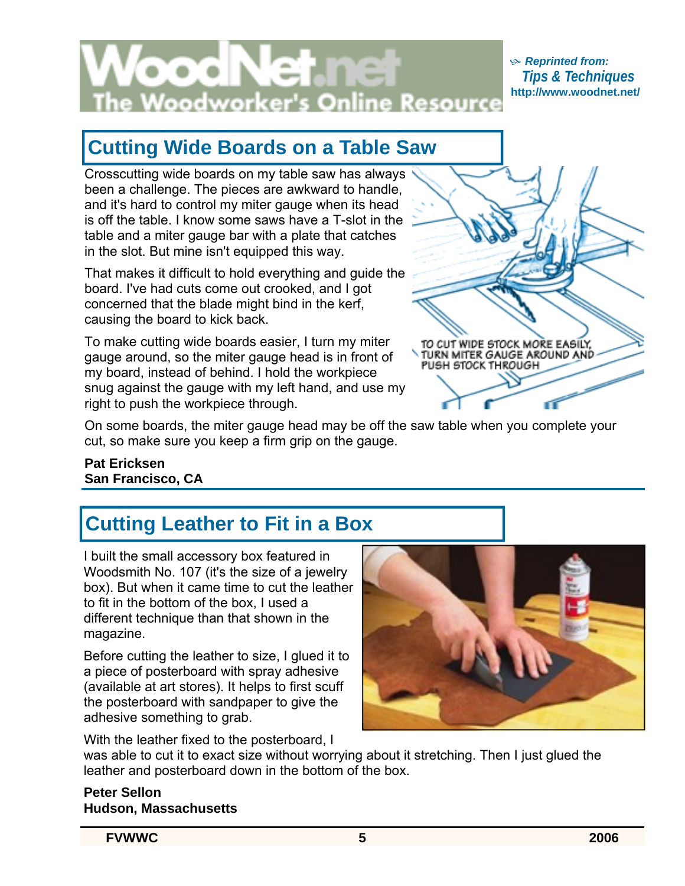*Reprinted from:* ***Tips & Techniques*** **http://www.woodnet.net/**

## Cutting Wide Boards on a Table Saw

Crosscutting wide boards on my table saw has always been a challenge. The pieces are awkward to handle, and it's hard to control my miter gauge when its head is off the table. I know some saws have a T-slot in the table and a miter gauge bar with a plate that catches in the slot. But mine isn't equipped this way.

That makes it difficult to hold everything and guide the board. I've had cuts come out crooked, and I got concerned that the blade might bind in the kerf, causing the board to kick back.

To make cutting wide boards easier, I turn my miter gauge around, so the miter gauge head is in front of my board, instead of behind. I hold the workpiece snug against the gauge with my left hand, and use my right to push the workpiece through.

TO CUT WIDE STOCK MORE EASILY, TURN MITER GAUGE AROUND AND PUSH STOCK THROUGH

On some boards, the miter gauge head may be off the saw table when you complete your cut, so make sure you keep a firm grip on the gauge.

**Pat Ericksen**
**San Francisco, CA**

## Cutting Leather to Fit in a Box

I built the small accessory box featured in Woodsmith No. 107 (it's the size of a jewelry box). But when it came time to cut the leather to fit in the bottom of the box, I used a different technique than that shown in the magazine.

Before cutting the leather to size, I glued it to a piece of posterboard with spray adhesive (available at art stores). It helps to first scuff the posterboard with sandpaper to give the adhesive something to grab.

With the leather fixed to the posterboard, I was able to cut it to exact size without worrying about it stretching. Then I just glued the leather and posterboard down in the bottom of the box.

**Peter Sellon**
**Hudson, Massachusetts**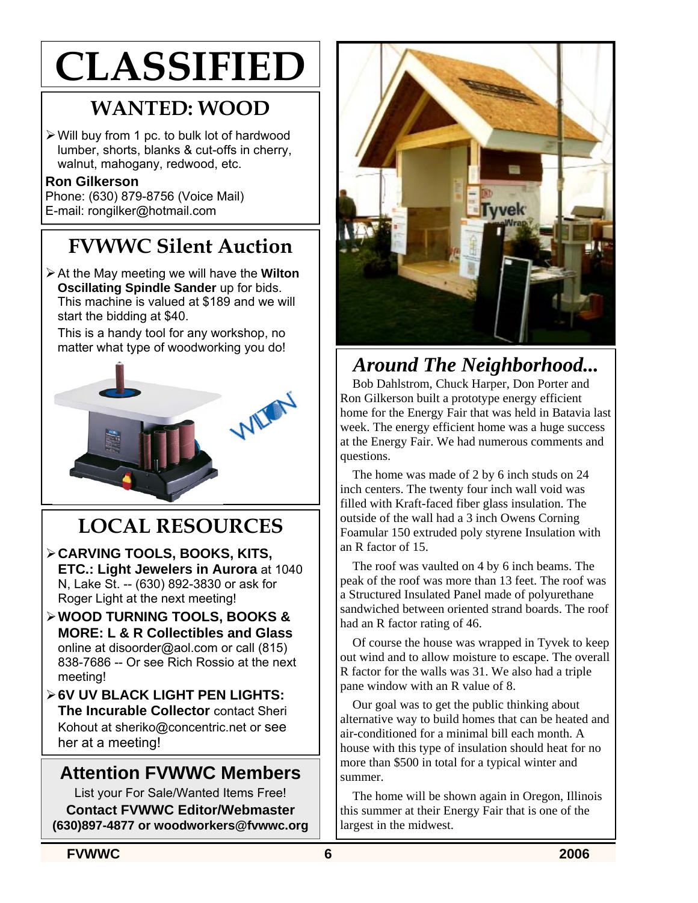# CLASSIFIED

## WANTED: WOOD

- Will buy from 1 pc. to bulk lot of hardwood lumber, shorts, blanks & cut-offs in cherry, walnut, mahogany, redwood, etc.

**Ron Gilkerson**
Phone: (630) 879-8756 (Voice Mail)
E-mail: rongilker@hotmail.com

## FVWWC Silent Auction

- At the May meeting we will have the **Wilton Oscillating Spindle Sander** up for bids. This machine is valued at $189 and we will start the bidding at $40.

  This is a handy tool for any workshop, no matter what type of woodworking you do!

## LOCAL RESOURCES

- **CARVING TOOLS, BOOKS, KITS, ETC.: Light Jewelers in Aurora** at 1040 N, Lake St. -- (630) 892-3830 or ask for Roger Light at the next meeting!
- **WOOD TURNING TOOLS, BOOKS & MORE: L & R Collectibles and Glass** online at disoorder@aol.com or call (815) 838-7686 -- Or see Rich Rossio at the next meeting!
- **6V UV BLACK LIGHT PEN LIGHTS: The Incurable Collector** contact Sheri Kohout at sheriko@concentric.net or see her at a meeting!

## Attention FVWWC Members

List your For Sale/Wanted Items Free!
**Contact FVWWC Editor/Webmaster**
**(630)897-4877 or woodworkers@fvwwc.org**

## *Around The Neighborhood...*

Bob Dahlstrom, Chuck Harper, Don Porter and Ron Gilkerson built a prototype energy efficient home for the Energy Fair that was held in Batavia last week. The energy efficient home was a huge success at the Energy Fair. We had numerous comments and questions.

The home was made of 2 by 6 inch studs on 24 inch centers. The twenty four inch wall void was filled with Kraft-faced fiber glass insulation. The outside of the wall had a 3 inch Owens Corning Foamular 150 extruded poly styrene Insulation with an R factor of 15.

The roof was vaulted on 4 by 6 inch beams. The peak of the roof was more than 13 feet. The roof was a Structured Insulated Panel made of polyurethane sandwiched between oriented strand boards. The roof had an R factor rating of 46.

Of course the house was wrapped in Tyvek to keep out wind and to allow moisture to escape. The overall R factor for the walls was 31. We also had a triple pane window with an R value of 8.

Our goal was to get the public thinking about alternative way to build homes that can be heated and air-conditioned for a minimal bill each month. A house with this type of insulation should heat for no more than $500 in total for a typical winter and summer.

The home will be shown again in Oregon, Illinois this summer at their Energy Fair that is one of the largest in the midwest.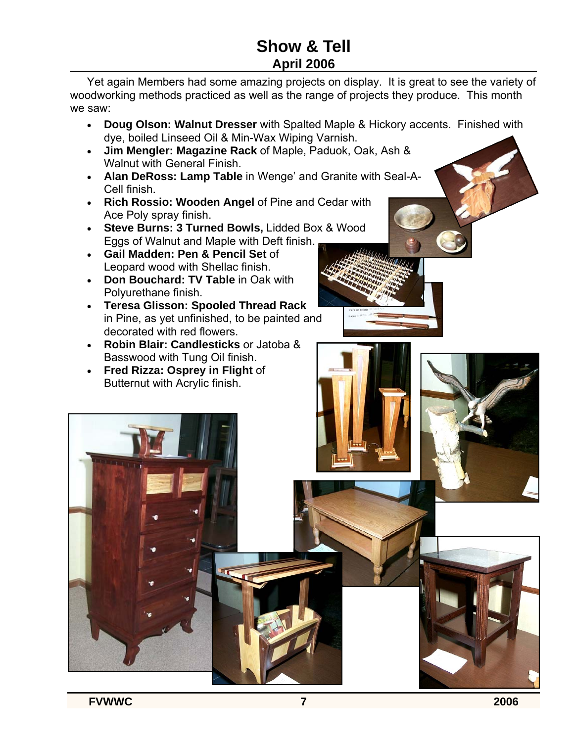# Show & Tell

## April 2006

Yet again Members had some amazing projects on display. It is great to see the variety of woodworking methods practiced as well as the range of projects they produce. This month we saw:

- **Doug Olson: Walnut Dresser** with Spalted Maple & Hickory accents. Finished with dye, boiled Linseed Oil & Min-Wax Wiping Varnish.
- **Jim Mengler: Magazine Rack** of Maple, Paduok, Oak, Ash & Walnut with General Finish.
- **Alan DeRoss: Lamp Table** in Wenge' and Granite with Seal-A-Cell finish.
- **Rich Rossio: Wooden Angel** of Pine and Cedar with Ace Poly spray finish.
- **Steve Burns: 3 Turned Bowls,** Lidded Box & Wood Eggs of Walnut and Maple with Deft finish.
- **Gail Madden: Pen & Pencil Set** of Leopard wood with Shellac finish.
- **Don Bouchard: TV Table** in Oak with Polyurethane finish.
- **Teresa Glisson: Spooled Thread Rack** in Pine, as yet unfinished, to be painted and decorated with red flowers.
- **Robin Blair: Candlesticks** or Jatoba & Basswood with Tung Oil finish.
- **Fred Rizza: Osprey in Flight** of Butternut with Acrylic finish.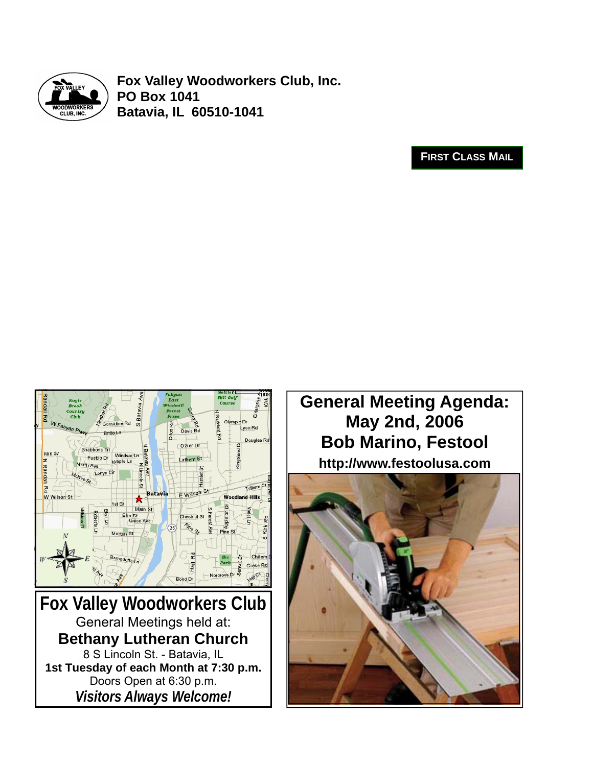**Fox Valley Woodworkers Club, Inc.**
**PO Box 1041**
**Batavia, IL 60510-1041**

**FIRST CLASS MAIL**

# Fox Valley Woodworkers Club

General Meetings held at:

**Bethany Lutheran Church**

8 S Lincoln St. - Batavia, IL

**1st Tuesday of each Month at 7:30 p.m.**

Doors Open at 6:30 p.m.

***Visitors Always Welcome!***

## General Meeting Agenda: May 2nd, 2006 Bob Marino, Festool

**http://www.festoolusa.com**